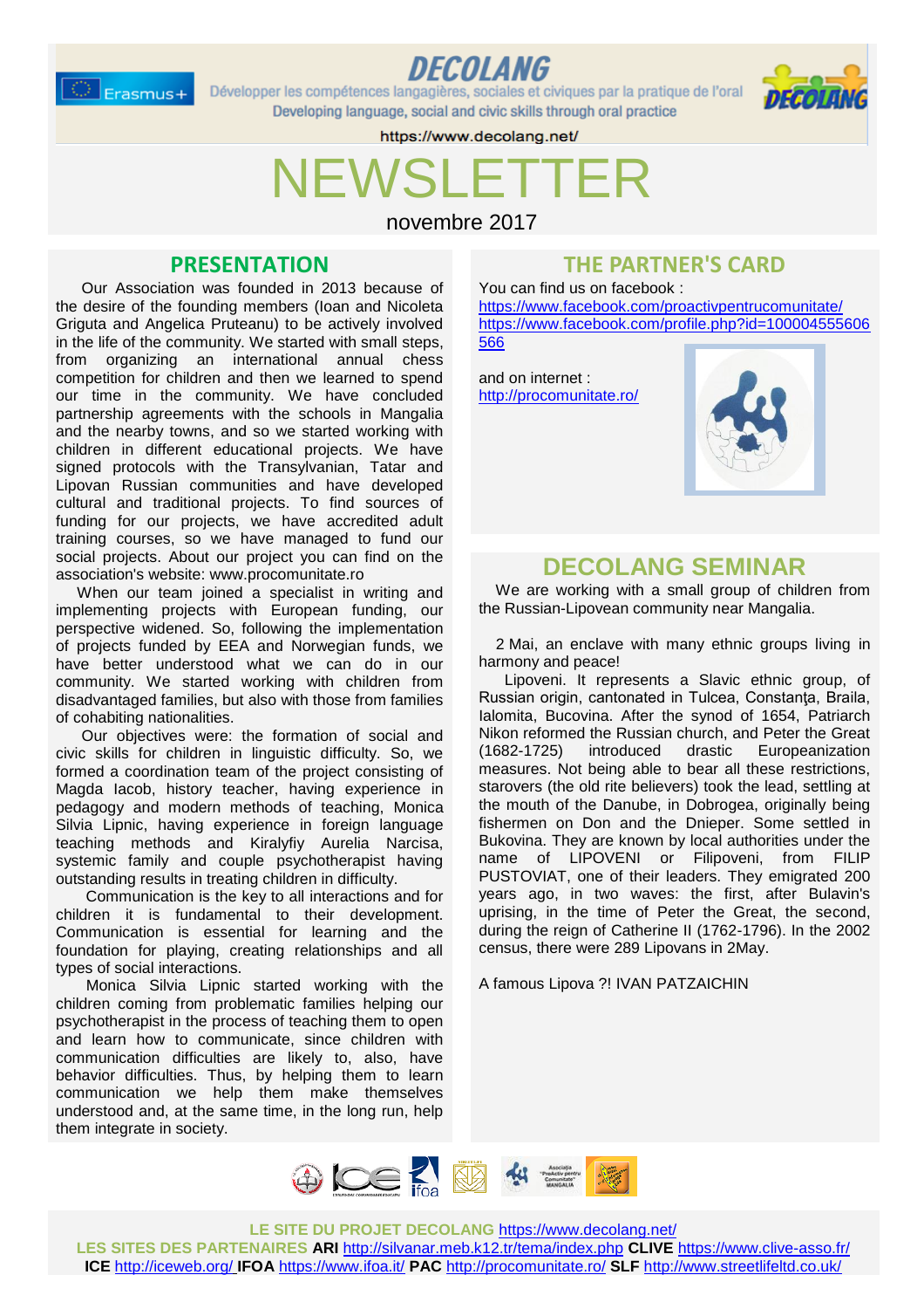# DECOLANG

Développer les compétences langagières, sociales et civiques par la pratique de l'oral

Developing language, social and civic skills through oral practice

https://www.decolang.net/

# NEWSLETTER

novembre 2017

## PRESENTATION

Our Association was founded in 2013 because of the desire of the founding members (Ioan and Nicoleta Griguta and Angelica Pruteanu) to be actively involved in the life of the community. We started with small steps, from organizing an international annual chess competition for children and then we learned to spend our time in the community. We have concluded partnership agreements with the schools in Mangalia and the nearby towns, and so we started working with children in different educational projects. We have signed protocols with the Transylvanian, Tatar and Lipovan Russian communities and have developed cultural and traditional projects. To find sources of funding for our projects, we have accredited adult training courses, so we have managed to fund our social projects. About our project you can find on the association's website: www.procomunitate.ro

When our team joined a specialist in writing and implementing projects with European funding, our perspective widened. So, following the implementation of projects funded by EEA and Norwegian funds, we have better understood what we can do in our community. We started working with children from disadvantaged families, but also with those from families of cohabiting nationalities.

Our objectives were: the formation of social and civic skills for children in linguistic difficulty. So, we formed a coordination team of the project consisting of Magda Iacob, history teacher, having experience in pedagogy and modern methods of teaching, Monica Silvia Lipnic, having experience in foreign language teaching methods and Kiralyfiy Aurelia Narcisa, systemic family and couple psychotherapist having outstanding results in treating children in difficulty.

Communication is the key to all interactions and for children it is fundamental to their development. Communication is essential for learning and the foundation for playing, creating relationships and all types of social interactions.

Monica Silvia Lipnic started working with the children coming from problematic families helping our psychotherapist in the process of teaching them to open and learn how to communicate, since children with communication difficulties are likely to, also, have behavior difficulties. Thus, by helping them to learn communication we help them make themselves understood and, at the same time, in the long run, help them integrate in society.

## THE PARTNER'S CARD

You can find us on facebook :
https://www.facebook.com/proactivpentrucomunitate/
https://www.facebook.com/profile.php?id=100004555606566

and on internet :
http://procomunitate.ro/

## DECOLANG SEMINAR

We are working with a small group of children from the Russian-Lipovean community near Mangalia.

2 Mai, an enclave with many ethnic groups living in harmony and peace!

Lipoveni. It represents a Slavic ethnic group, of Russian origin, cantonated in Tulcea, Constanţa, Braila, Ialomita, Bucovina. After the synod of 1654, Patriarch Nikon reformed the Russian church, and Peter the Great (1682-1725) introduced drastic Europeanization measures. Not being able to bear all these restrictions, starovers (the old rite believers) took the lead, settling at the mouth of the Danube, in Dobrogea, originally being fishermen on Don and the Dnieper. Some settled in Bukovina. They are known by local authorities under the name of LIPOVENI or Filipoveni, from FILIP PUSTOVIAT, one of their leaders. They emigrated 200 years ago, in two waves: the first, after Bulavin's uprising, in the time of Peter the Great, the second, during the reign of Catherine II (1762-1796). In the 2002 census, there were 289 Lipovans in 2May.

A famous Lipova ?! IVAN PATZAICHIN

LE SITE DU PROJET DECOLANG https://www.decolang.net/
LES SITES DES PARTENAIRES **ARI** http://silvanar.meb.k12.tr/tema/index.php **CLIVE** https://www.clive-asso.fr/
**ICE** http://iceweb.org/ **IFOA** https://www.ifoa.it/ **PAC** http://procomunitate.ro/ **SLF** http://www.streetlifeltd.co.uk/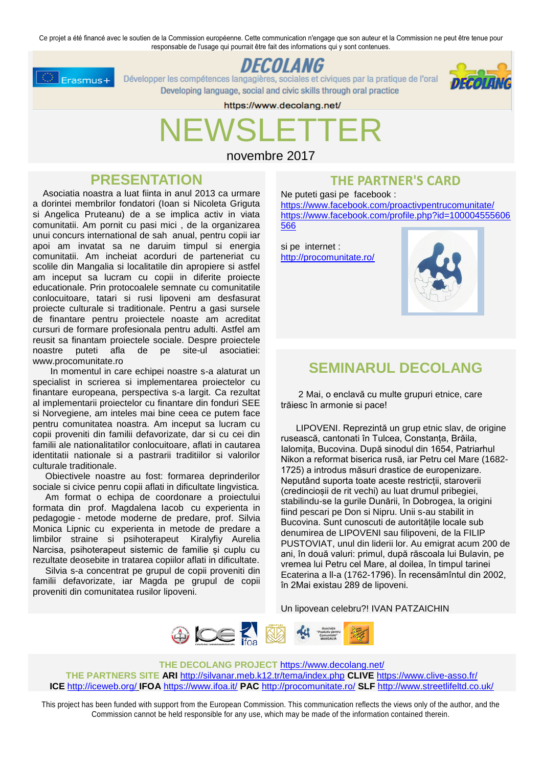Ce projet a été financé avec le soutien de la Commission européenne. Cette communication n'engage que son auteur et la Commission ne peut être tenue pour responsable de l'usage qui pourrait être fait des informations qui y sont contenues.

Erasmus+

# DECOLANG

Développer les compétences langagières, sociales et civiques par la pratique de l'oral

Developing language, social and civic skills through oral practice

https://www.decolang.net/

# NEWSLETTER

novembre 2017

## PRESENTATION

Asociatia noastra a luat fiinta in anul 2013 ca urmare a dorintei membrilor fondatori (Ioan si Nicoleta Griguta si Angelica Pruteanu) de a se implica activ in viata comunitatii. Am pornit cu pasi mici , de la organizarea unui concurs international de sah anual, pentru copii iar apoi am invatat sa ne daruim timpul si energia comunitatii. Am incheiat acorduri de parteneriat cu scolile din Mangalia si localitatile din apropiere si astfel am inceput sa lucram cu copii in diferite proiecte educationale. Prin protocoalele semnate cu comunitatile conlocuitoare, tatari si rusi lipoveni am desfasurat proiecte culturale si traditionale. Pentru a gasi sursele de finantare pentru proiectele noastre am acreditat cursuri de formare profesionala pentru adulti. Astfel am reusit sa finantam proiectele sociale. Despre proiectele noastre puteti afla de pe site-ul asociatiei: www.procomunitate.ro

In momentul in care echipei noastre s-a alaturat un specialist in scrierea si implementarea proiectelor cu finantare europeana, perspectiva s-a largit. Ca rezultat al implementarii proiectelor cu finantare din fonduri SEE si Norvegiene, am inteles mai bine ceea ce putem face pentru comunitatea noastra. Am inceput sa lucram cu copii proveniti din familii defavorizate, dar si cu cei din familii ale nationalitatilor conlocuitoare, aflati in cautarea identitatii nationale si a pastrarii traditiilor si valorilor culturale traditionale.

Obiectivele noastre au fost: formarea deprinderilor sociale si civice penru copii aflati in dificultate lingvistica.

Am format o echipa de coordonare a proiectului formata din prof. Magdalena Iacob cu experienta in pedagogie - metode moderne de predare, prof. Silvia Monica Lipnic cu experienta in metode de predare a limbilor straine si psihoterapeut Kiralyfiy Aurelia Narcisa, psihoterapeut sistemic de familie și cuplu cu rezultate deosebite in tratarea copiilor aflati in dificultate.

Silvia s-a concentrat pe grupul de copii proveniti din familii defavorizate, iar Magda pe grupul de copii proveniti din comunitatea rusilor lipoveni.

## THE PARTNER'S CARD

Ne puteti gasi pe facebook :
https://www.facebook.com/proactivpentrucomunitate/
https://www.facebook.com/profile.php?id=100004555606566

si pe internet :
http://procomunitate.ro/

## SEMINARUL DECOLANG

2 Mai, o enclavă cu multe grupuri etnice, care trăiesc în armonie si pace!

LIPOVENI. Reprezintă un grup etnic slav, de origine rusească, cantonati în Tulcea, Constanța, Brăila, Ialomița, Bucovina. După sinodul din 1654, Patriarhul Nikon a reformat biserica rusă, iar Petru cel Mare (1682-1725) a introdus măsuri drastice de europenizare. Neputând suporta toate aceste restricții, staroverii (credincioşii de rit vechi) au luat drumul pribegiei, stabilindu-se la gurile Dunării, în Dobrogea, la origini fiind pescari pe Don si Nipru. Unii s-au stabilit in Bucovina. Sunt cunoscuti de autoritățile locale sub denumirea de LIPOVENI sau filipoveni, de la FILIP PUSTOVIAT, unul din liderii lor. Au emigrat acum 200 de ani, în două valuri: primul, după răscoala lui Bulavin, pe vremea lui Petru cel Mare, al doilea, în timpul tarinei Ecaterina a II-a (1762-1796). În recensămîntul din 2002, în 2Mai existau 289 de lipoveni.

Un lipovean celebru?! IVAN PATZAICHIN

**THE DECOLANG PROJECT** https://www.decolang.net/

**THE PARTNERS SITE** **ARI** http://silvanar.meb.k12.tr/tema/index.php **CLIVE** https://www.clive-asso.fr/
**ICE** http://iceweb.org/ **IFOA** https://www.ifoa.it/ **PAC** http://procomunitate.ro/ **SLF** http://www.streetlifeltd.co.uk/

This project has been funded with support from the European Commission. This communication reflects the views only of the author, and the Commission cannot be held responsible for any use, which may be made of the information contained therein.